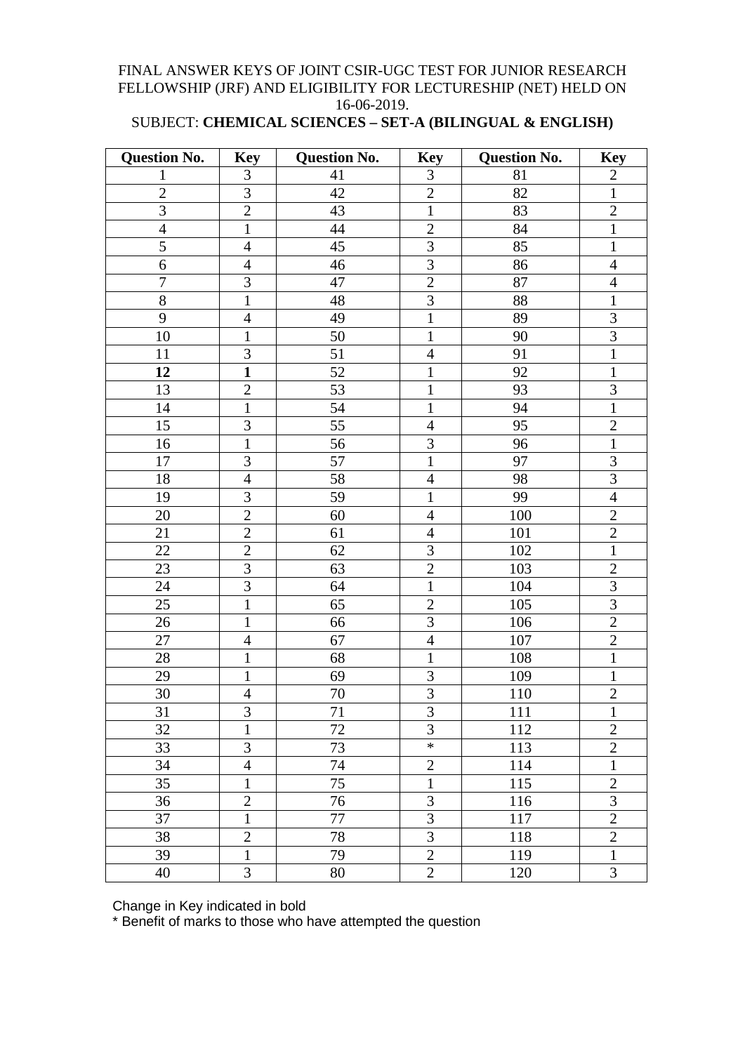FINAL ANSWER KEYS OF JOINT CSIR-UGC TEST FOR JUNIOR RESEARCH FELLOWSHIP (JRF) AND ELIGIBILITY FOR LECTURESHIP (NET) HELD ON 16-06-2019.

SUBJECT: **CHEMICAL SCIENCES – SET-A (BILINGUAL & ENGLISH)**

| Question No. | Key | Question No. | Key | Question No. | Key |
|---|---|---|---|---|---|
| 1 | 3 | 41 | 3 | 81 | 2 |
| 2 | 3 | 42 | 2 | 82 | 1 |
| 3 | 2 | 43 | 1 | 83 | 2 |
| 4 | 1 | 44 | 2 | 84 | 1 |
| 5 | 4 | 45 | 3 | 85 | 1 |
| 6 | 4 | 46 | 3 | 86 | 4 |
| 7 | 3 | 47 | 2 | 87 | 4 |
| 8 | 1 | 48 | 3 | 88 | 1 |
| 9 | 4 | 49 | 1 | 89 | 3 |
| 10 | 1 | 50 | 1 | 90 | 3 |
| 11 | 3 | 51 | 4 | 91 | 1 |
| **12** | **1** | 52 | 1 | 92 | 1 |
| 13 | 2 | 53 | 1 | 93 | 3 |
| 14 | 1 | 54 | 1 | 94 | 1 |
| 15 | 3 | 55 | 4 | 95 | 2 |
| 16 | 1 | 56 | 3 | 96 | 1 |
| 17 | 3 | 57 | 1 | 97 | 3 |
| 18 | 4 | 58 | 4 | 98 | 3 |
| 19 | 3 | 59 | 1 | 99 | 4 |
| 20 | 2 | 60 | 4 | 100 | 2 |
| 21 | 2 | 61 | 4 | 101 | 2 |
| 22 | 2 | 62 | 3 | 102 | 1 |
| 23 | 3 | 63 | 2 | 103 | 2 |
| 24 | 3 | 64 | 1 | 104 | 3 |
| 25 | 1 | 65 | 2 | 105 | 3 |
| 26 | 1 | 66 | 3 | 106 | 2 |
| 27 | 4 | 67 | 4 | 107 | 2 |
| 28 | 1 | 68 | 1 | 108 | 1 |
| 29 | 1 | 69 | 3 | 109 | 1 |
| 30 | 4 | 70 | 3 | 110 | 2 |
| 31 | 3 | 71 | 3 | 111 | 1 |
| 32 | 1 | 72 | 3 | 112 | 2 |
| 33 | 3 | 73 | * | 113 | 2 |
| 34 | 4 | 74 | 2 | 114 | 1 |
| 35 | 1 | 75 | 1 | 115 | 2 |
| 36 | 2 | 76 | 3 | 116 | 3 |
| 37 | 1 | 77 | 3 | 117 | 2 |
| 38 | 2 | 78 | 3 | 118 | 2 |
| 39 | 1 | 79 | 2 | 119 | 1 |
| 40 | 3 | 80 | 2 | 120 | 3 |

Change in Key indicated in bold

* Benefit of marks to those who have attempted the question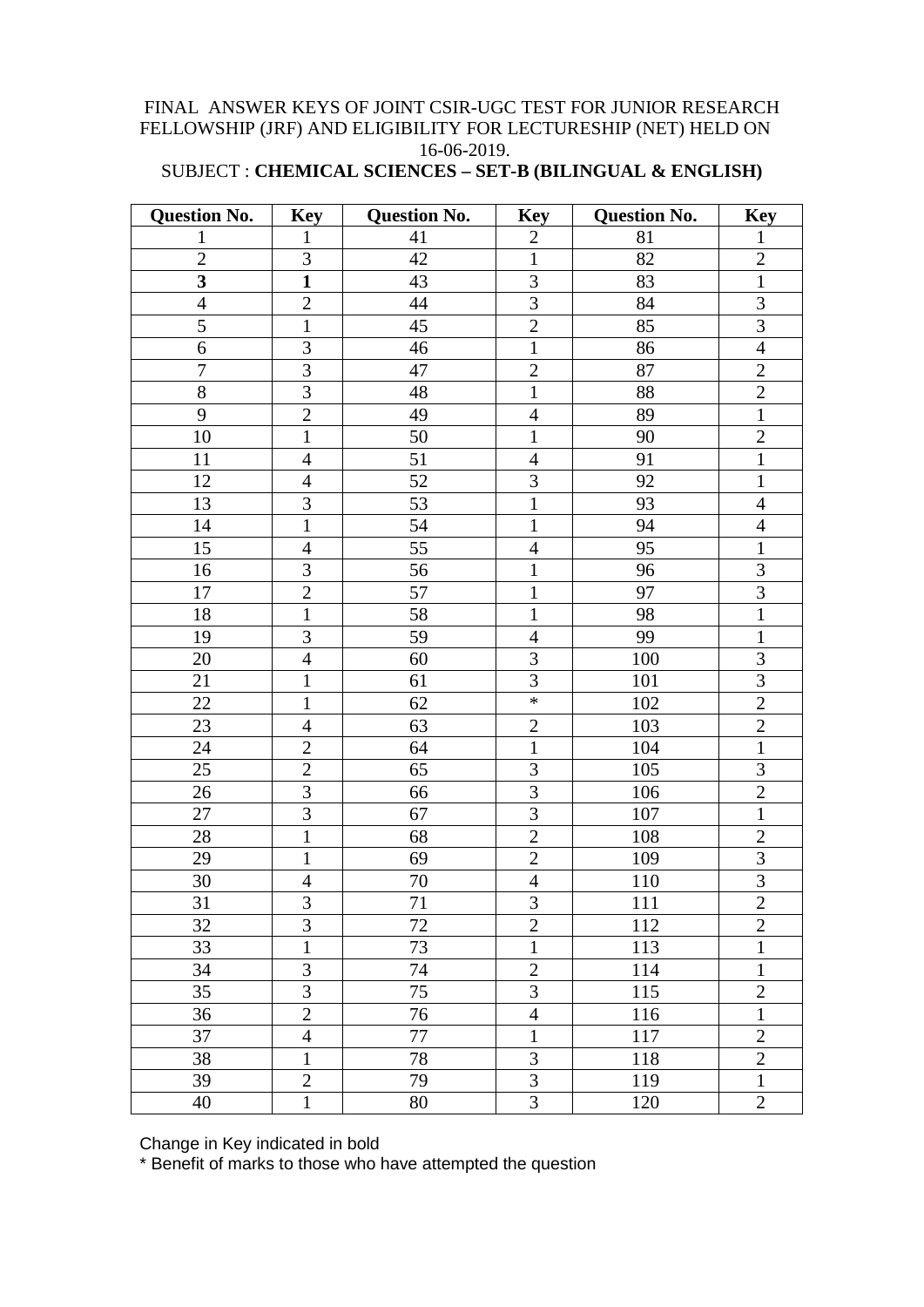FINAL ANSWER KEYS OF JOINT CSIR-UGC TEST FOR JUNIOR RESEARCH FELLOWSHIP (JRF) AND ELIGIBILITY FOR LECTURESHIP (NET) HELD ON 16-06-2019.

SUBJECT : **CHEMICAL SCIENCES – SET-B (BILINGUAL & ENGLISH)**

| Question No. | Key | Question No. | Key | Question No. | Key |
|---|---|---|---|---|---|
| 1 | 1 | 41 | 2 | 81 | 1 |
| 2 | 3 | 42 | 1 | 82 | 2 |
| **3** | **1** | 43 | 3 | 83 | 1 |
| 4 | 2 | 44 | 3 | 84 | 3 |
| 5 | 1 | 45 | 2 | 85 | 3 |
| 6 | 3 | 46 | 1 | 86 | 4 |
| 7 | 3 | 47 | 2 | 87 | 2 |
| 8 | 3 | 48 | 1 | 88 | 2 |
| 9 | 2 | 49 | 4 | 89 | 1 |
| 10 | 1 | 50 | 1 | 90 | 2 |
| 11 | 4 | 51 | 4 | 91 | 1 |
| 12 | 4 | 52 | 3 | 92 | 1 |
| 13 | 3 | 53 | 1 | 93 | 4 |
| 14 | 1 | 54 | 1 | 94 | 4 |
| 15 | 4 | 55 | 4 | 95 | 1 |
| 16 | 3 | 56 | 1 | 96 | 3 |
| 17 | 2 | 57 | 1 | 97 | 3 |
| 18 | 1 | 58 | 1 | 98 | 1 |
| 19 | 3 | 59 | 4 | 99 | 1 |
| 20 | 4 | 60 | 3 | 100 | 3 |
| 21 | 1 | 61 | 3 | 101 | 3 |
| 22 | 1 | 62 | * | 102 | 2 |
| 23 | 4 | 63 | 2 | 103 | 2 |
| 24 | 2 | 64 | 1 | 104 | 1 |
| 25 | 2 | 65 | 3 | 105 | 3 |
| 26 | 3 | 66 | 3 | 106 | 2 |
| 27 | 3 | 67 | 3 | 107 | 1 |
| 28 | 1 | 68 | 2 | 108 | 2 |
| 29 | 1 | 69 | 2 | 109 | 3 |
| 30 | 4 | 70 | 4 | 110 | 3 |
| 31 | 3 | 71 | 3 | 111 | 2 |
| 32 | 3 | 72 | 2 | 112 | 2 |
| 33 | 1 | 73 | 1 | 113 | 1 |
| 34 | 3 | 74 | 2 | 114 | 1 |
| 35 | 3 | 75 | 3 | 115 | 2 |
| 36 | 2 | 76 | 4 | 116 | 1 |
| 37 | 4 | 77 | 1 | 117 | 2 |
| 38 | 1 | 78 | 3 | 118 | 2 |
| 39 | 2 | 79 | 3 | 119 | 1 |
| 40 | 1 | 80 | 3 | 120 | 2 |

Change in Key indicated in bold

* Benefit of marks to those who have attempted the question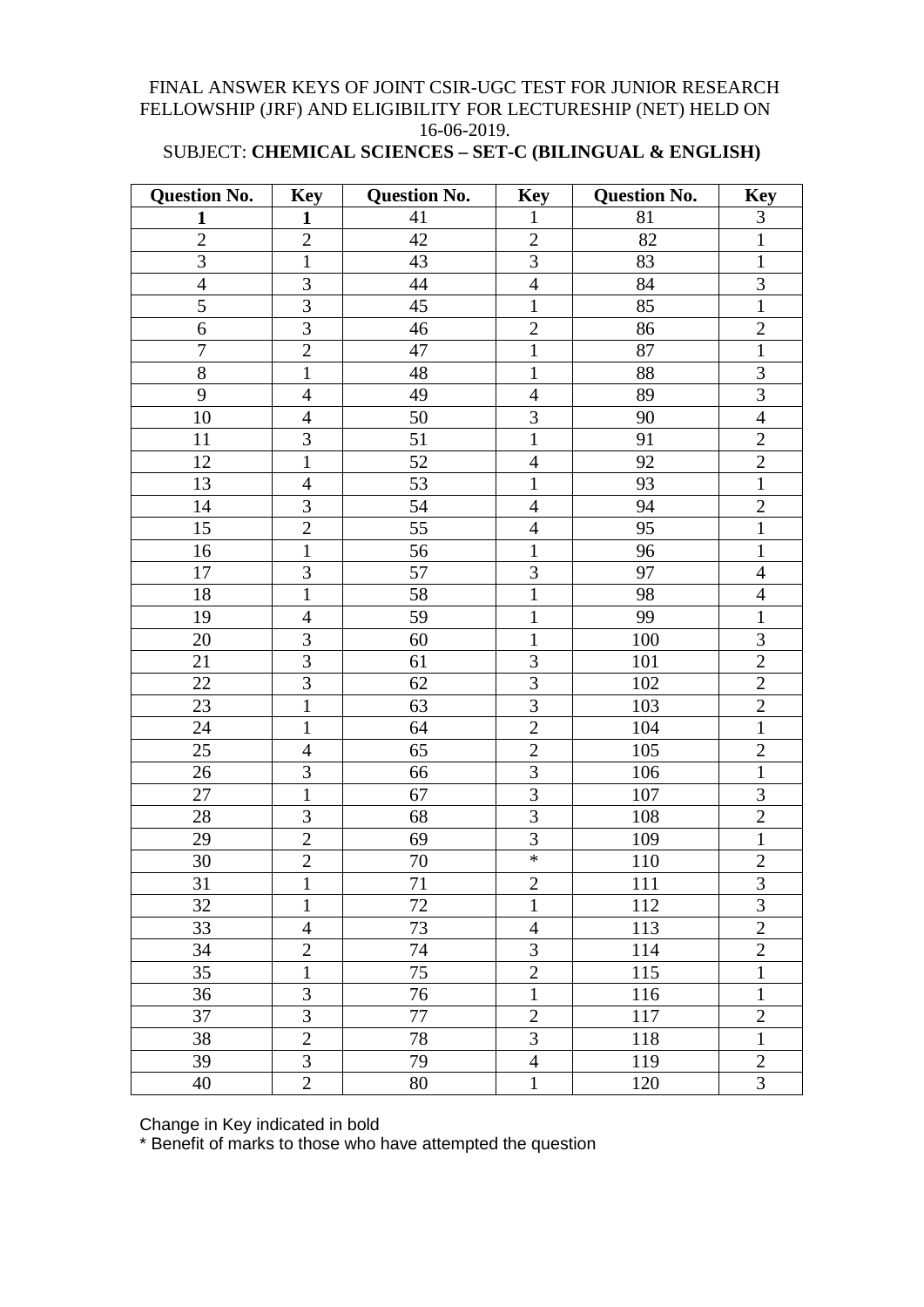FINAL ANSWER KEYS OF JOINT CSIR-UGC TEST FOR JUNIOR RESEARCH FELLOWSHIP (JRF) AND ELIGIBILITY FOR LECTURESHIP (NET) HELD ON 16-06-2019.

SUBJECT: **CHEMICAL SCIENCES – SET-C (BILINGUAL & ENGLISH)**

| **Question No.** | **Key** | **Question No.** | **Key** | **Question No.** | **Key** |
|---|---|---|---|---|---|
| **1** | **1** | 41 | 1 | 81 | 3 |
| 2 | 2 | 42 | 2 | 82 | 1 |
| 3 | 1 | 43 | 3 | 83 | 1 |
| 4 | 3 | 44 | 4 | 84 | 3 |
| 5 | 3 | 45 | 1 | 85 | 1 |
| 6 | 3 | 46 | 2 | 86 | 2 |
| 7 | 2 | 47 | 1 | 87 | 1 |
| 8 | 1 | 48 | 1 | 88 | 3 |
| 9 | 4 | 49 | 4 | 89 | 3 |
| 10 | 4 | 50 | 3 | 90 | 4 |
| 11 | 3 | 51 | 1 | 91 | 2 |
| 12 | 1 | 52 | 4 | 92 | 2 |
| 13 | 4 | 53 | 1 | 93 | 1 |
| 14 | 3 | 54 | 4 | 94 | 2 |
| 15 | 2 | 55 | 4 | 95 | 1 |
| 16 | 1 | 56 | 1 | 96 | 1 |
| 17 | 3 | 57 | 3 | 97 | 4 |
| 18 | 1 | 58 | 1 | 98 | 4 |
| 19 | 4 | 59 | 1 | 99 | 1 |
| 20 | 3 | 60 | 1 | 100 | 3 |
| 21 | 3 | 61 | 3 | 101 | 2 |
| 22 | 3 | 62 | 3 | 102 | 2 |
| 23 | 1 | 63 | 3 | 103 | 2 |
| 24 | 1 | 64 | 2 | 104 | 1 |
| 25 | 4 | 65 | 2 | 105 | 2 |
| 26 | 3 | 66 | 3 | 106 | 1 |
| 27 | 1 | 67 | 3 | 107 | 3 |
| 28 | 3 | 68 | 3 | 108 | 2 |
| 29 | 2 | 69 | 3 | 109 | 1 |
| 30 | 2 | 70 | * | 110 | 2 |
| 31 | 1 | 71 | 2 | 111 | 3 |
| 32 | 1 | 72 | 1 | 112 | 3 |
| 33 | 4 | 73 | 4 | 113 | 2 |
| 34 | 2 | 74 | 3 | 114 | 2 |
| 35 | 1 | 75 | 2 | 115 | 1 |
| 36 | 3 | 76 | 1 | 116 | 1 |
| 37 | 3 | 77 | 2 | 117 | 2 |
| 38 | 2 | 78 | 3 | 118 | 1 |
| 39 | 3 | 79 | 4 | 119 | 2 |
| 40 | 2 | 80 | 1 | 120 | 3 |

Change in Key indicated in bold

* Benefit of marks to those who have attempted the question